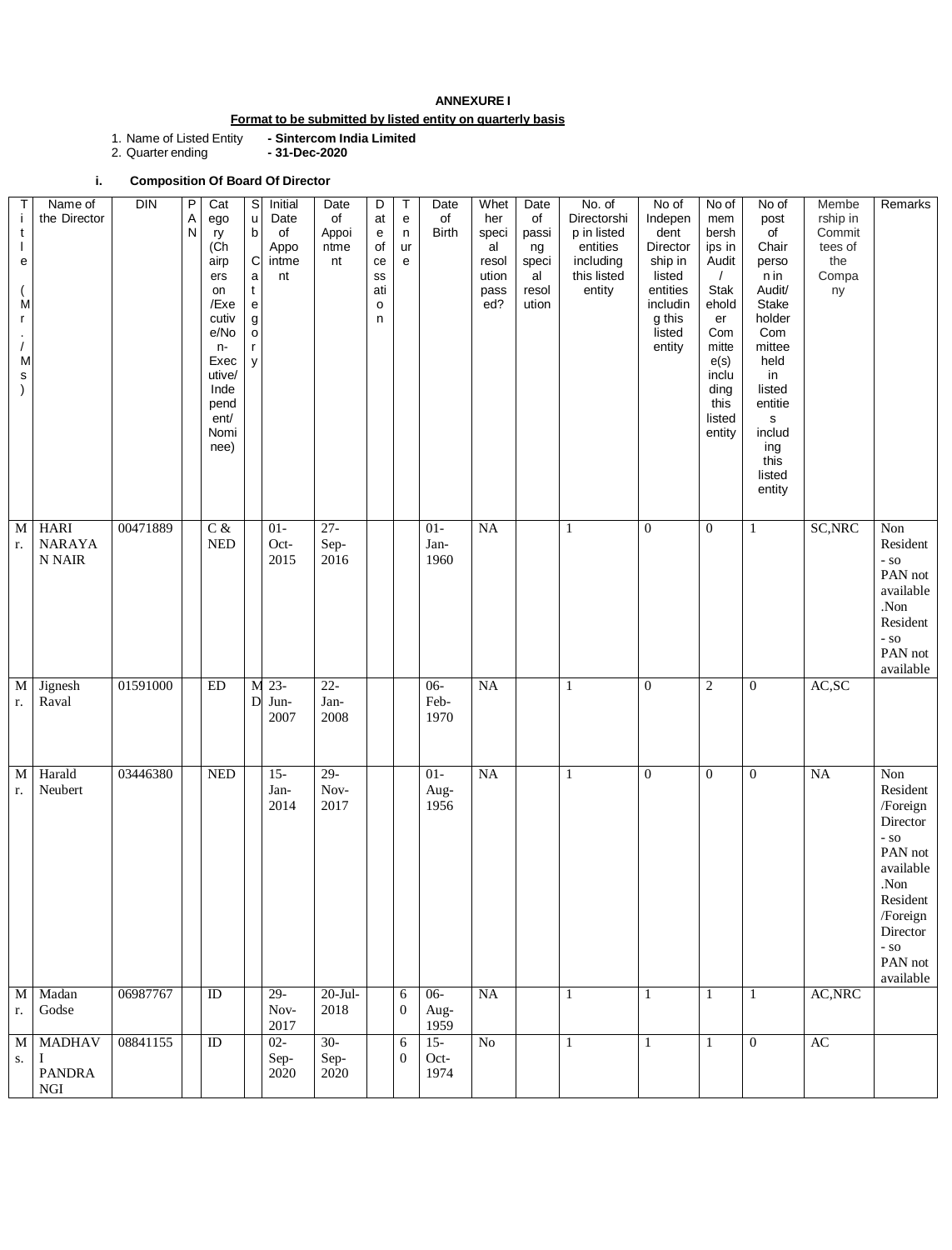**ANNEXURE I**

**Format to be submitted by listed entity on quarterly basis**

1. Name of Listed Entity - **Sintercom India Limited**
2. Quarter ending - **31-Dec-2020**

**i. Composition Of Board Of Director**

| Title (Mr./Ms) | Name of the Director | DIN | PAN | Category (Chairperson/Executive/Non-Executive/Independent/Nominee) | Sub Category | Initial Date of Appointment | Date of Appointment | Date of cessation | Tenure | Date of Birth | Whether special resolution passed? | Date of passing special resolution | No. of Directorship in listed entities including this listed entity | No of Independent Directorship in listed entities including this listed entity | No of membership in Audit / Stakeholder Committee(s) including this listed entity | No of post of Chairperson in Audit/ Stakeholder Committee held in listed entities including this listed entity | Membership in Committees of the Company | Remarks |
|---|---|---|---|---|---|---|---|---|---|---|---|---|---|---|---|---|---|---|
| Mr. | HARI NARAYAN NAIR | 00471889 | | C & NED | | 01-Oct-2015 | 27-Sep-2016 | | | 01-Jan-1960 | NA | | 1 | 0 | 0 | 1 | SC,NRC | Non Resident - so PAN not available.Non Resident - so PAN not available |
| Mr. | Jignesh Raval | 01591000 | | ED | MD | 23-Jun-2007 | 22-Jan-2008 | | | 06-Feb-1970 | NA | | 1 | 0 | 2 | 0 | AC,SC | |
| Mr. | Harald Neubert | 03446380 | | NED | | 15-Jan-2014 | 29-Nov-2017 | | | 01-Aug-1956 | NA | | 1 | 0 | 0 | 0 | NA | Non Resident /Foreign Director - so PAN not available.Non Resident /Foreign Director - so PAN not available |
| Mr. | Madan Godse | 06987767 | | ID | | 29-Nov-2017 | 20-Jul-2018 | | 60 | 06-Aug-1959 | NA | | 1 | 1 | 1 | 1 | AC,NRC | |
| Ms. | MADHAVI PANDRANGI | 08841155 | | ID | | 02-Sep-2020 | 30-Sep-2020 | | 60 | 15-Oct-1974 | No | | 1 | 1 | 1 | 0 | AC | |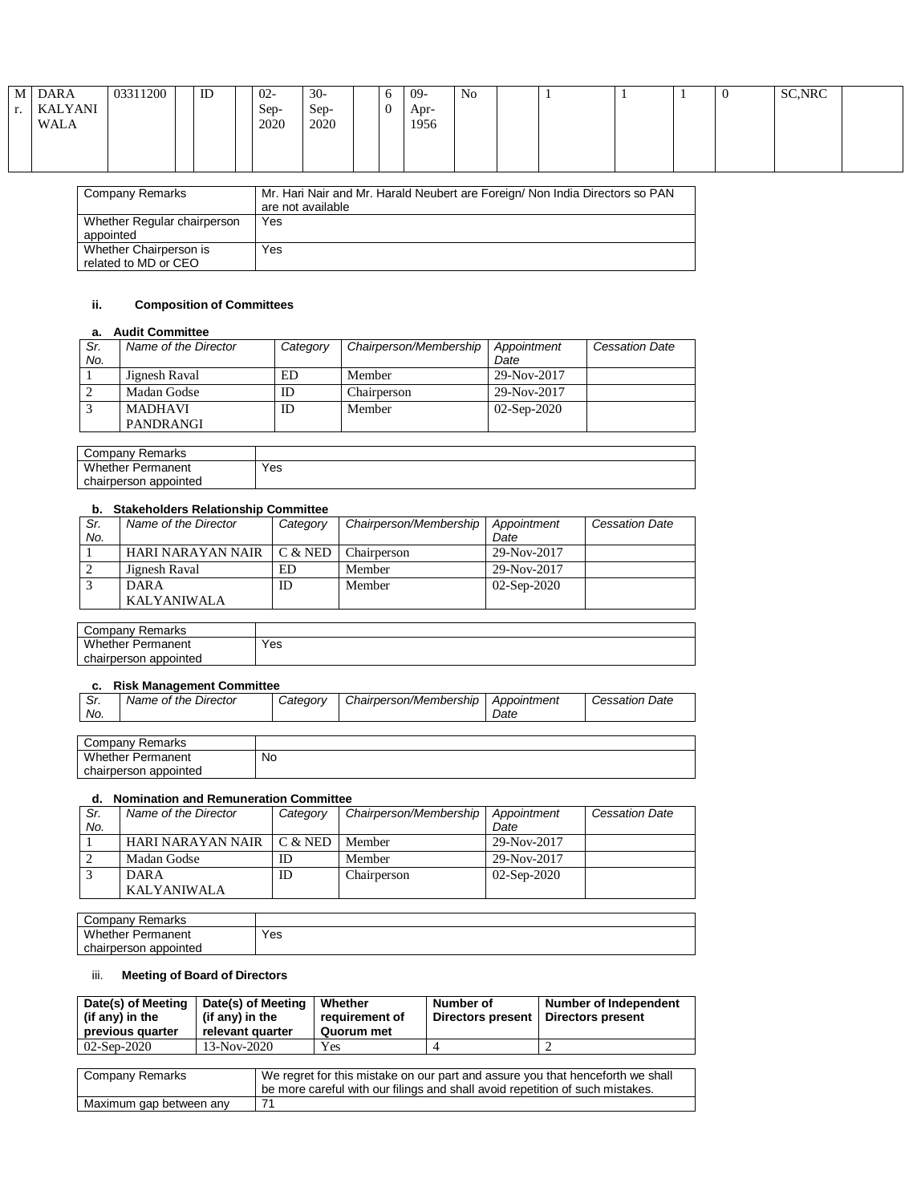| Mr. | DARA KALYANI WALA | 03311200 | | ID | | 02-Sep-2020 | 30-Sep-2020 | | 60 | 09-Apr-1956 | No | | 1 | 1 | 1 | 0 | SC,NRC | |
|---|---|---|---|---|---|---|---|---|---|---|---|---|---|---|---|---|---|---|

| Company Remarks | Mr. Hari Nair and Mr. Harald Neubert are Foreign/ Non India Directors so PAN are not available |
|---|---|
| Whether Regular chairperson appointed | Yes |
| Whether Chairperson is related to MD or CEO | Yes |

#### ii. Composition of Committees

**a. Audit Committee**

| Sr. No. | Name of the Director | Category | Chairperson/Membership | Appointment Date | Cessation Date |
|---|---|---|---|---|---|
| 1 | Jignesh Raval | ED | Member | 29-Nov-2017 | |
| 2 | Madan Godse | ID | Chairperson | 29-Nov-2017 | |
| 3 | MADHAVI PANDRANGI | ID | Member | 02-Sep-2020 | |

| Company Remarks | |
|---|---|
| Whether Permanent chairperson appointed | Yes |

**b. Stakeholders Relationship Committee**

| Sr. No. | Name of the Director | Category | Chairperson/Membership | Appointment Date | Cessation Date |
|---|---|---|---|---|---|
| 1 | HARI NARAYAN NAIR | C & NED | Chairperson | 29-Nov-2017 | |
| 2 | Jignesh Raval | ED | Member | 29-Nov-2017 | |
| 3 | DARA KALYANIWALA | ID | Member | 02-Sep-2020 | |

| Company Remarks | |
|---|---|
| Whether Permanent chairperson appointed | Yes |

**c. Risk Management Committee**

| Sr. No. | Name of the Director | Category | Chairperson/Membership | Appointment Date | Cessation Date |
|---|---|---|---|---|---|

| Company Remarks | |
|---|---|
| Whether Permanent chairperson appointed | No |

**d. Nomination and Remuneration Committee**

| Sr. No. | Name of the Director | Category | Chairperson/Membership | Appointment Date | Cessation Date |
|---|---|---|---|---|---|
| 1 | HARI NARAYAN NAIR | C & NED | Member | 29-Nov-2017 | |
| 2 | Madan Godse | ID | Member | 29-Nov-2017 | |
| 3 | DARA KALYANIWALA | ID | Chairperson | 02-Sep-2020 | |

| Company Remarks | |
|---|---|
| Whether Permanent chairperson appointed | Yes |

#### iii. Meeting of Board of Directors

| Date(s) of Meeting (if any) in the previous quarter | Date(s) of Meeting (if any) in the relevant quarter | Whether requirement of Quorum met | Number of Directors present | Number of Independent Directors present |
|---|---|---|---|---|
| 02-Sep-2020 | 13-Nov-2020 | Yes | 4 | 2 |

| Company Remarks | We regret for this mistake on our part and assure you that henceforth we shall be more careful with our filings and shall avoid repetition of such mistakes. |
|---|---|
| Maximum gap between any | 71 |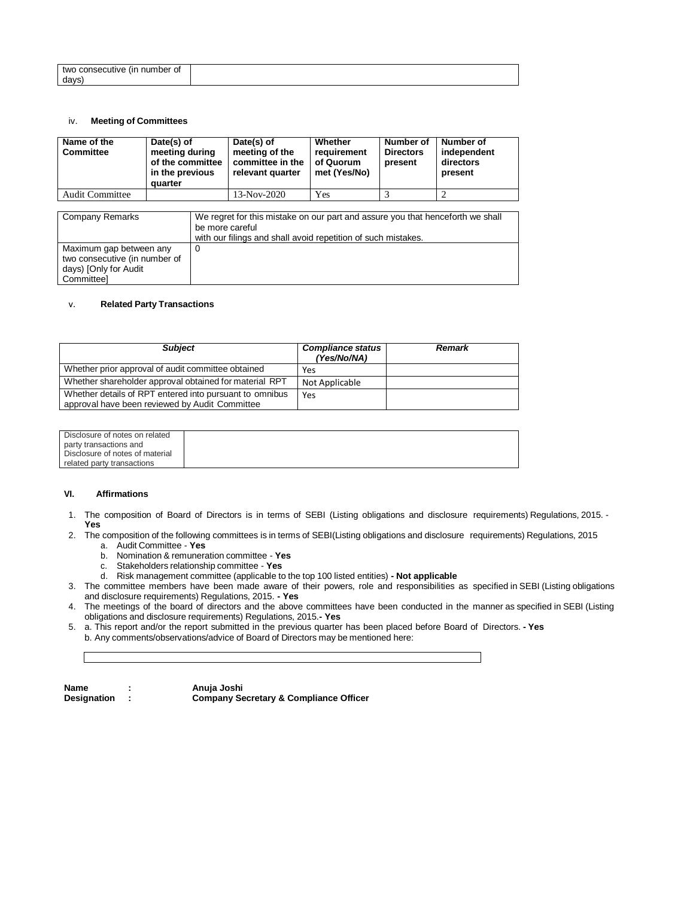| | |
|---|---|
| two consecutive (in number of days) | |

iv. **Meeting of Committees**

| Name of the Committee | Date(s) of meeting during of the committee in the previous quarter | Date(s) of meeting of the committee in the relevant quarter | Whether requirement of Quorum met (Yes/No) | Number of Directors present | Number of independent directors present |
|---|---|---|---|---|---|
| Audit Committee | | 13-Nov-2020 | Yes | 3 | 2 |

| | |
|---|---|
| Company Remarks | We regret for this mistake on our part and assure you that henceforth we shall be more careful with our filings and shall avoid repetition of such mistakes. |
| Maximum gap between any two consecutive (in number of days) [Only for Audit Committee] | 0 |

v. **Related Party Transactions**

| *Subject* | *Compliance status (Yes/No/NA)* | *Remark* |
|---|---|---|
| Whether prior approval of audit committee obtained | Yes | |
| Whether shareholder approval obtained for material RPT | Not Applicable | |
| Whether details of RPT entered into pursuant to omnibus approval have been reviewed by Audit Committee | Yes | |

| | |
|---|---|
| Disclosure of notes on related party transactions and Disclosure of notes of material related party transactions | |

**VI. Affirmations**

1. The composition of Board of Directors is in terms of SEBI (Listing obligations and disclosure requirements) Regulations, 2015. - **Yes**
2. The composition of the following committees is in terms of SEBI(Listing obligations and disclosure requirements) Regulations, 2015
   a. Audit Committee - **Yes**
   b. Nomination & remuneration committee - **Yes**
   c. Stakeholders relationship committee - **Yes**
   d. Risk management committee (applicable to the top 100 listed entities) **- Not applicable**
3. The committee members have been made aware of their powers, role and responsibilities as specified in SEBI (Listing obligations and disclosure requirements) Regulations, 2015. **- Yes**
4. The meetings of the board of directors and the above committees have been conducted in the manner as specified in SEBI (Listing obligations and disclosure requirements) Regulations, 2015.**- Yes**
5. a. This report and/or the report submitted in the previous quarter has been placed before Board of Directors. **- Yes**
   b. Any comments/observations/advice of Board of Directors may be mentioned here:

**Name :** **Anuja Joshi**
**Designation :** **Company Secretary & Compliance Officer**